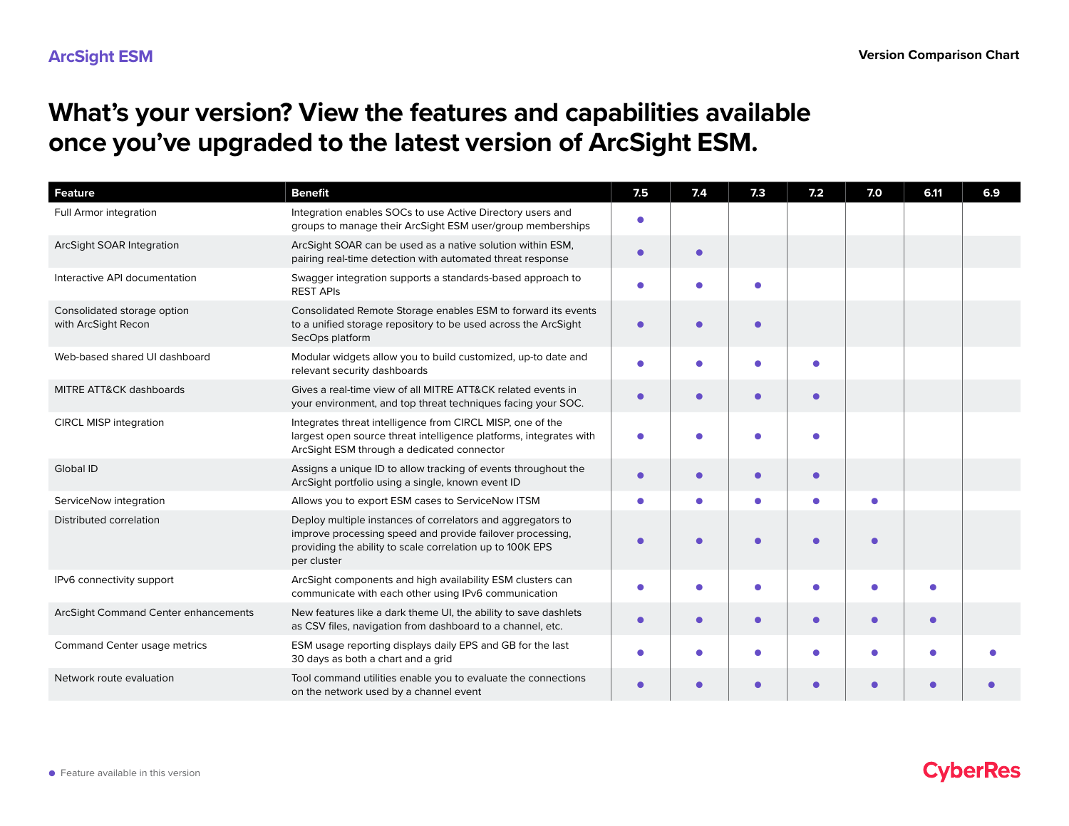ArcSight ESM

Version Comparison Chart

# What's your version? View the features and capabilities available once you've upgraded to the latest version of ArcSight ESM.

| Feature | Benefit | 7.5 | 7.4 | 7.3 | 7.2 | 7.0 | 6.11 | 6.9 |
|---|---|---|---|---|---|---|---|---|
| Full Armor integration | Integration enables SOCs to use Active Directory users and groups to manage their ArcSight ESM user/group memberships | ● | | | | | | |
| ArcSight SOAR Integration | ArcSight SOAR can be used as a native solution within ESM, pairing real-time detection with automated threat response | ● | ● | | | | | |
| Interactive API documentation | Swagger integration supports a standards-based approach to REST APIs | ● | ● | ● | | | | |
| Consolidated storage option with ArcSight Recon | Consolidated Remote Storage enables ESM to forward its events to a unified storage repository to be used across the ArcSight SecOps platform | ● | ● | ● | | | | |
| Web-based shared UI dashboard | Modular widgets allow you to build customized, up-to date and relevant security dashboards | ● | ● | ● | ● | | | |
| MITRE ATT&CK dashboards | Gives a real-time view of all MITRE ATT&CK related events in your environment, and top threat techniques facing your SOC. | ● | ● | ● | ● | | | |
| CIRCL MISP integration | Integrates threat intelligence from CIRCL MISP, one of the largest open source threat intelligence platforms, integrates with ArcSight ESM through a dedicated connector | ● | ● | ● | ● | | | |
| Global ID | Assigns a unique ID to allow tracking of events throughout the ArcSight portfolio using a single, known event ID | ● | ● | ● | ● | | | |
| ServiceNow integration | Allows you to export ESM cases to ServiceNow ITSM | ● | ● | ● | ● | ● | | |
| Distributed correlation | Deploy multiple instances of correlators and aggregators to improve processing speed and provide failover processing, providing the ability to scale correlation up to 100K EPS per cluster | ● | ● | ● | ● | ● | | |
| IPv6 connectivity support | ArcSight components and high availability ESM clusters can communicate with each other using IPv6 communication | ● | ● | ● | ● | ● | ● | |
| ArcSight Command Center enhancements | New features like a dark theme UI, the ability to save dashlets as CSV files, navigation from dashboard to a channel, etc. | ● | ● | ● | ● | ● | ● | |
| Command Center usage metrics | ESM usage reporting displays daily EPS and GB for the last 30 days as both a chart and a grid | ● | ● | ● | ● | ● | ● | ● |
| Network route evaluation | Tool command utilities enable you to evaluate the connections on the network used by a channel event | ● | ● | ● | ● | ● | ● | ● |

● Feature available in this version

CyberRes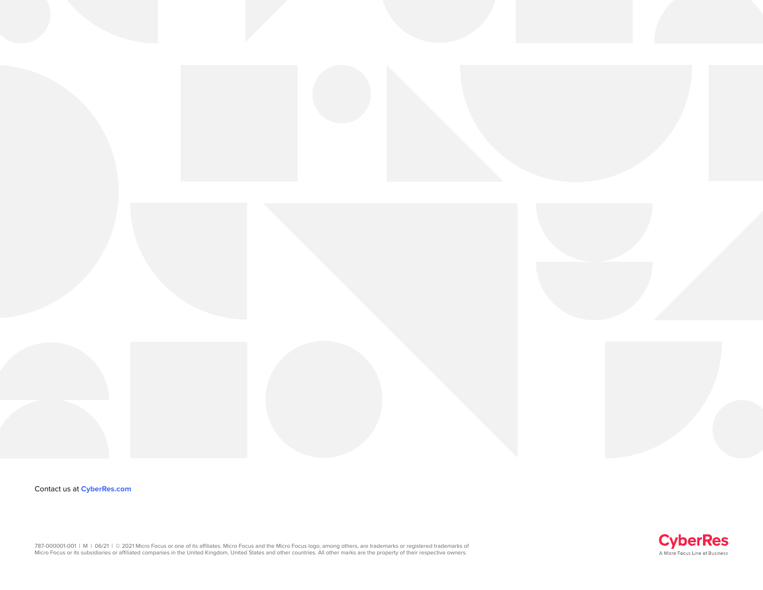Contact us at **CyberRes.com**

787-000001-001 | M | 06/21 | © 2021 Micro Focus or one of its affiliates. Micro Focus and the Micro Focus logo, among others, are trademarks or registered trademarks of Micro Focus or its subsidiaries or affiliated companies in the United Kingdom, United States and other countries. All other marks are the property of their respective owners.

CyberRes
A Micro Focus Line of Business